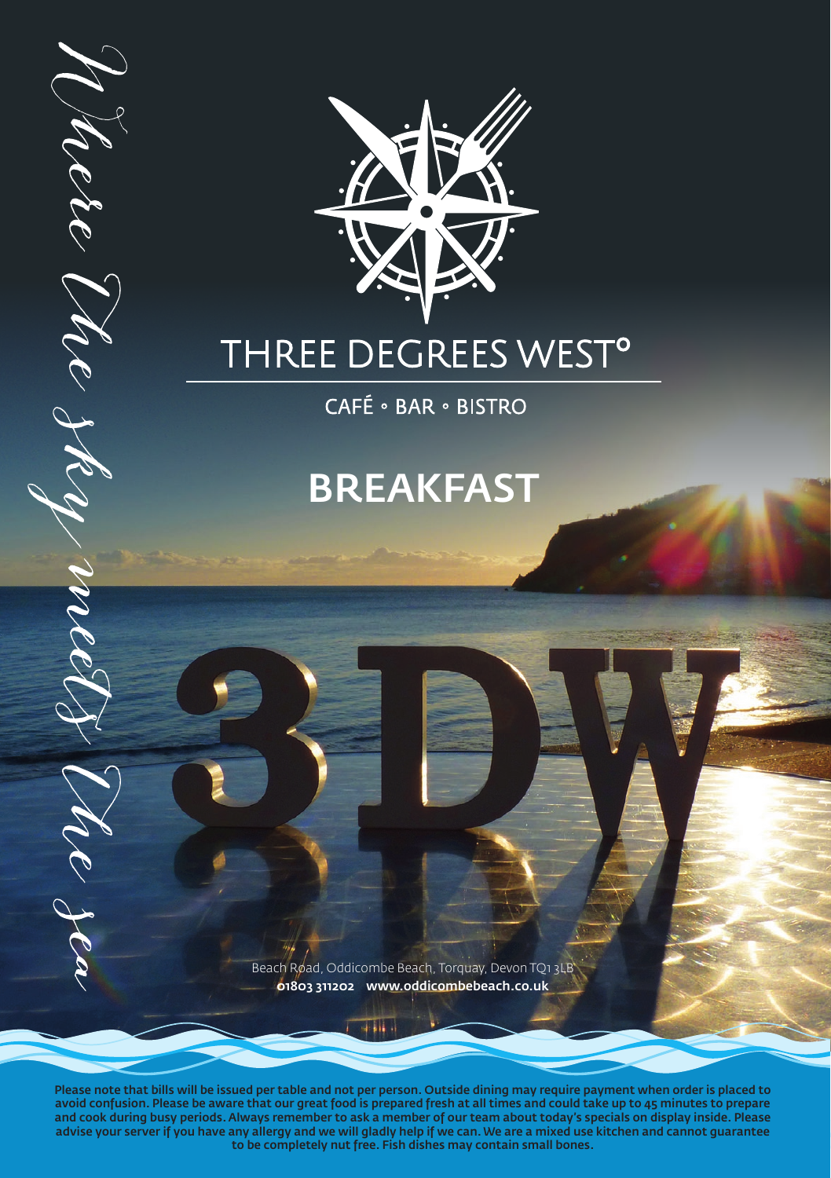*Where The Sky meets The sea*

# THREE DEGREES WEST°

CAFÉ • BAR • BISTRO

## BREAKFAST

3DW

Beach Road, Oddicombe Beach, Torquay, Devon TQ1 3LB
**01803 311202 www.oddicombebeach.co.uk**

**Please note that bills will be issued per table and not per person. Outside dining may require payment when order is placed to avoid confusion. Please be aware that our great food is prepared fresh at all times and could take up to 45 minutes to prepare and cook during busy periods. Always remember to ask a member of our team about today's specials on display inside. Please advise your server if you have any allergy and we will gladly help if we can. We are a mixed use kitchen and cannot guarantee to be completely nut free. Fish dishes may contain small bones.**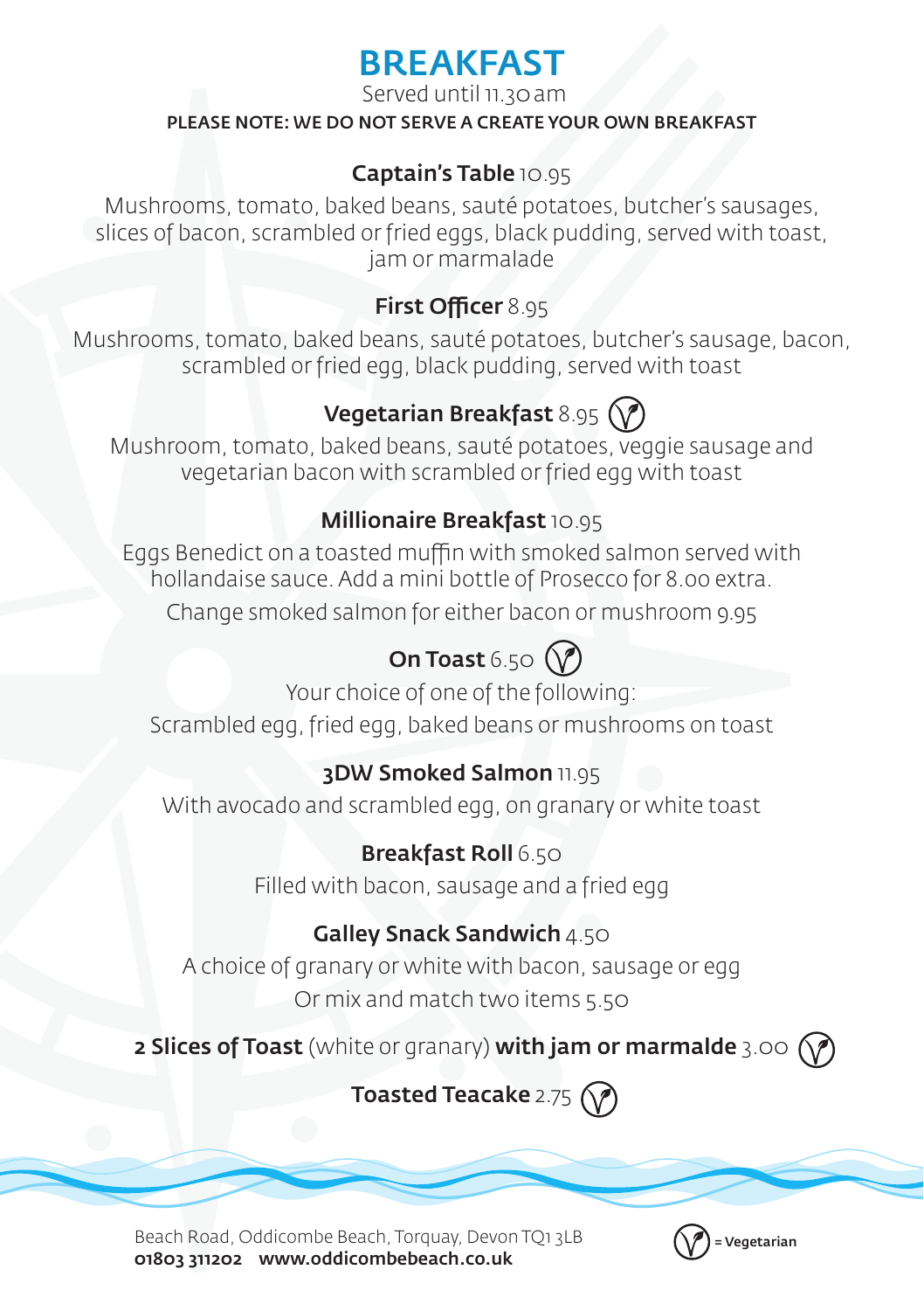# BREAKFAST

Served until 11.30am

**PLEASE NOTE: WE DO NOT SERVE A CREATE YOUR OWN BREAKFAST**

**Captain's Table** 10.95

Mushrooms, tomato, baked beans, sauté potatoes, butcher's sausages, slices of bacon, scrambled or fried eggs, black pudding, served with toast, jam or marmalade

**First Officer** 8.95

Mushrooms, tomato, baked beans, sauté potatoes, butcher's sausage, bacon, scrambled or fried egg, black pudding, served with toast

**Vegetarian Breakfast** 8.95 (V)

Mushroom, tomato, baked beans, sauté potatoes, veggie sausage and vegetarian bacon with scrambled or fried egg with toast

**Millionaire Breakfast** 10.95

Eggs Benedict on a toasted muffin with smoked salmon served with hollandaise sauce. Add a mini bottle of Prosecco for 8.00 extra.

Change smoked salmon for either bacon or mushroom 9.95

**On Toast** 6.50 (V)

Your choice of one of the following:

Scrambled egg, fried egg, baked beans or mushrooms on toast

**3DW Smoked Salmon** 11.95

With avocado and scrambled egg, on granary or white toast

**Breakfast Roll** 6.50

Filled with bacon, sausage and a fried egg

**Galley Snack Sandwich** 4.50

A choice of granary or white with bacon, sausage or egg

Or mix and match two items 5.50

**2 Slices of Toast** (white or granary) **with jam or marmalde** 3.00 (V)

**Toasted Teacake** 2.75 (V)

Beach Road, Oddicombe Beach, Torquay, Devon TQ1 3LB
**01803 311202 www.oddicombebeach.co.uk**

(V) = Vegetarian